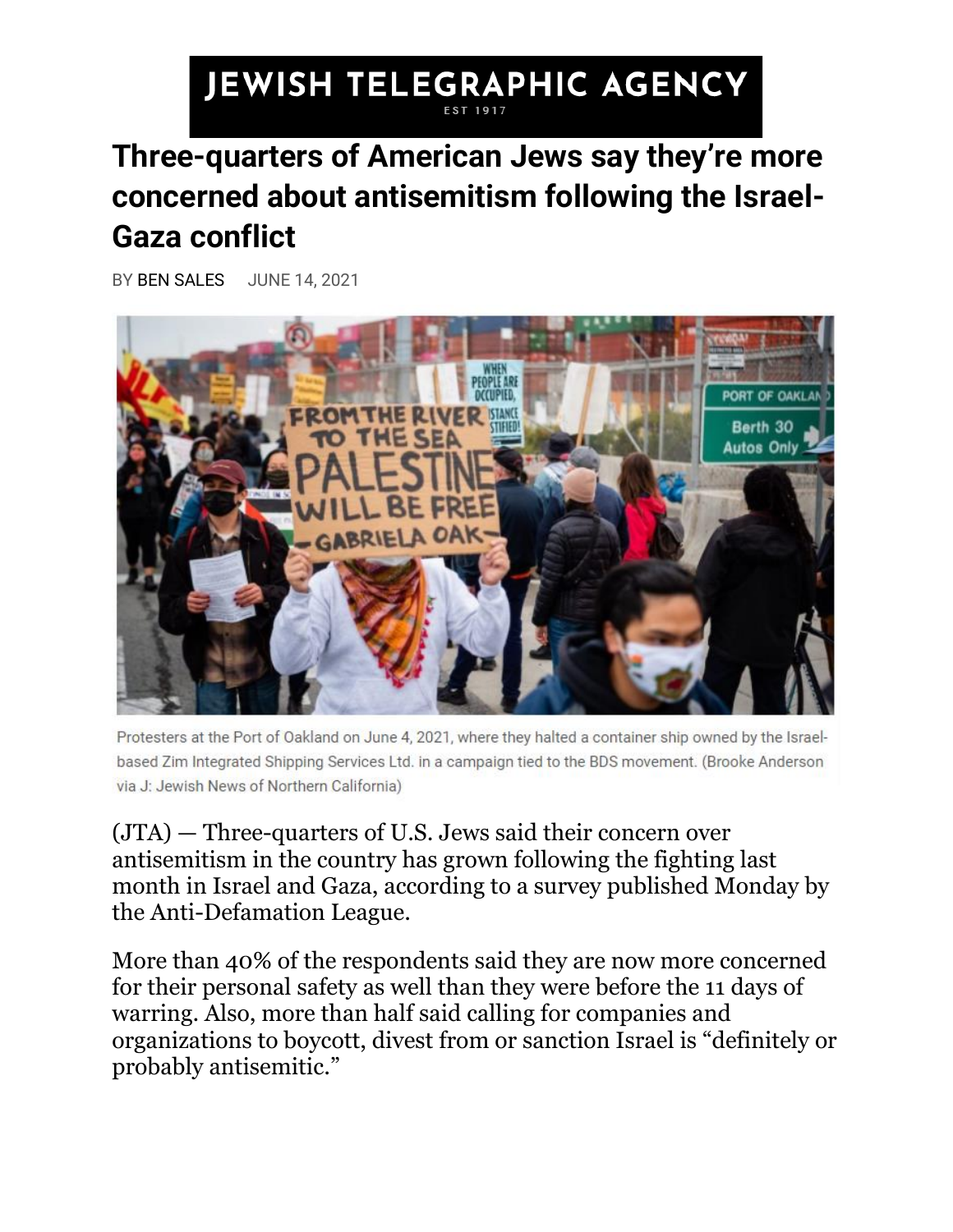JEWISH TELEGRAPHIC AGENCY

EST 1917

# Three-quarters of American Jews say they're more concerned about antisemitism following the Israel-Gaza conflict

BY BEN SALES JUNE 14, 2021

Protesters at the Port of Oakland on June 4, 2021, where they halted a container ship owned by the Israel-based Zim Integrated Shipping Services Ltd. in a campaign tied to the BDS movement. (Brooke Anderson via J: Jewish News of Northern California)

(JTA) — Three-quarters of U.S. Jews said their concern over antisemitism in the country has grown following the fighting last month in Israel and Gaza, according to a survey published Monday by the Anti-Defamation League.

More than 40% of the respondents said they are now more concerned for their personal safety as well than they were before the 11 days of warring. Also, more than half said calling for companies and organizations to boycott, divest from or sanction Israel is "definitely or probably antisemitic."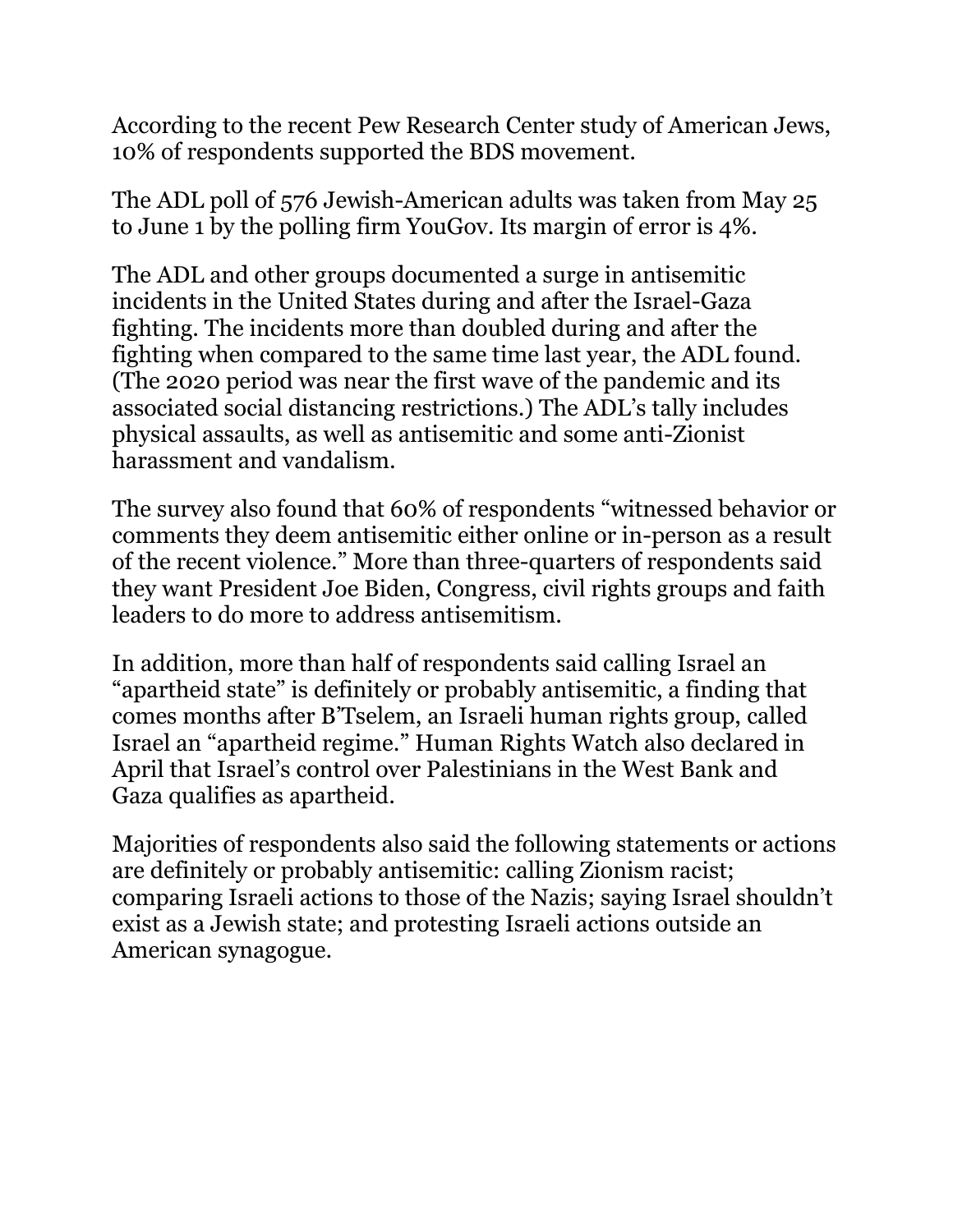According to the recent Pew Research Center study of American Jews, 10% of respondents supported the BDS movement.

The ADL poll of 576 Jewish-American adults was taken from May 25 to June 1 by the polling firm YouGov. Its margin of error is 4%.

The ADL and other groups documented a surge in antisemitic incidents in the United States during and after the Israel-Gaza fighting. The incidents more than doubled during and after the fighting when compared to the same time last year, the ADL found. (The 2020 period was near the first wave of the pandemic and its associated social distancing restrictions.) The ADL's tally includes physical assaults, as well as antisemitic and some anti-Zionist harassment and vandalism.

The survey also found that 60% of respondents "witnessed behavior or comments they deem antisemitic either online or in-person as a result of the recent violence." More than three-quarters of respondents said they want President Joe Biden, Congress, civil rights groups and faith leaders to do more to address antisemitism.

In addition, more than half of respondents said calling Israel an "apartheid state" is definitely or probably antisemitic, a finding that comes months after B'Tselem, an Israeli human rights group, called Israel an "apartheid regime." Human Rights Watch also declared in April that Israel's control over Palestinians in the West Bank and Gaza qualifies as apartheid.

Majorities of respondents also said the following statements or actions are definitely or probably antisemitic: calling Zionism racist; comparing Israeli actions to those of the Nazis; saying Israel shouldn't exist as a Jewish state; and protesting Israeli actions outside an American synagogue.